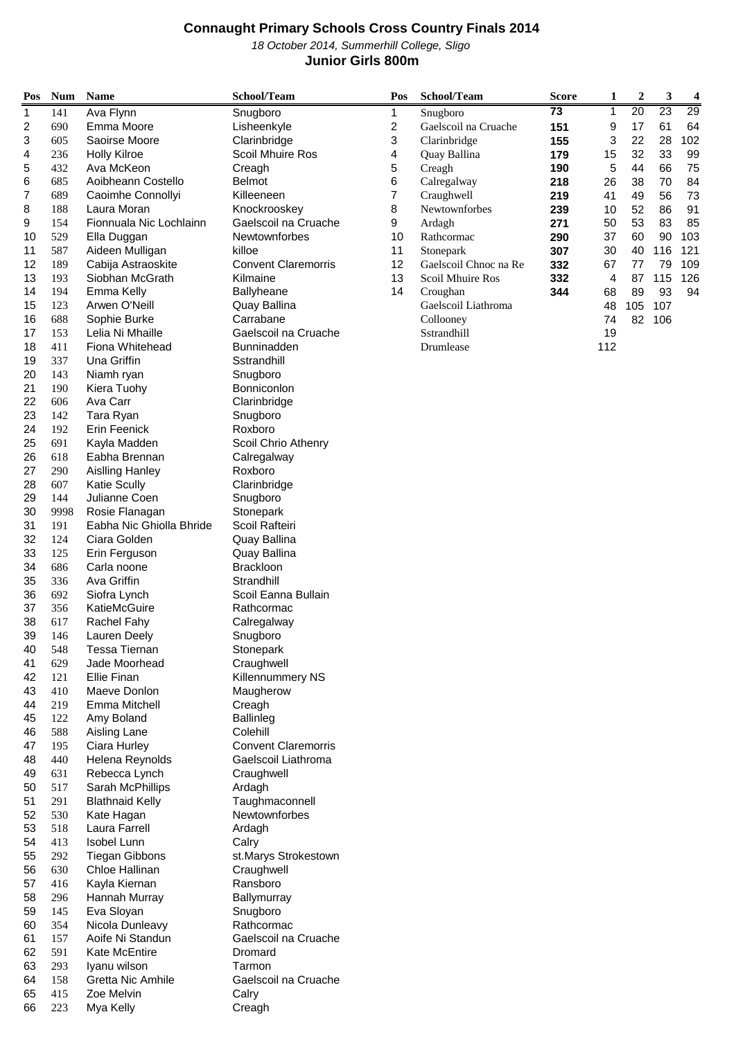# Connaught Primary Schools Cross Country Finals 2014

*18 October 2014, Summerhill College, Sligo*

**Junior Girls 800m**

| Pos | Num | Name | School/Team |
|---|---|---|---|
| 1 | 141 | Ava Flynn | Snugboro |
| 2 | 690 | Emma Moore | Lisheenkyle |
| 3 | 605 | Saoirse Moore | Clarinbridge |
| 4 | 236 | Holly Kilroe | Scoil Mhuire Ros |
| 5 | 432 | Ava McKeon | Creagh |
| 6 | 685 | Aoibheann Costello | Belmot |
| 7 | 689 | Caoimhe Connollyi | Killeeneen |
| 8 | 188 | Laura Moran | Knockrooskey |
| 9 | 154 | Fionnuala Nic Lochlainn | Gaelscoil na Cruache |
| 10 | 529 | Ella Duggan | Newtownforbes |
| 11 | 587 | Aideen Mulligan | killoe |
| 12 | 189 | Cabija Astraoskite | Convent Claremorris |
| 13 | 193 | Siobhan McGrath | Kilmaine |
| 14 | 194 | Emma Kelly | Ballyheane |
| 15 | 123 | Arwen O'Neill | Quay Ballina |
| 16 | 688 | Sophie Burke | Carrabane |
| 17 | 153 | Lelia Ni Mhaille | Gaelscoil na Cruache |
| 18 | 411 | Fiona Whitehead | Bunninadden |
| 19 | 337 | Una Griffin | Sstrandhill |
| 20 | 143 | Niamh ryan | Snugboro |
| 21 | 190 | Kiera Tuohy | Bonniconlon |
| 22 | 606 | Ava Carr | Clarinbridge |
| 23 | 142 | Tara Ryan | Snugboro |
| 24 | 192 | Erin Feenick | Roxboro |
| 25 | 691 | Kayla Madden | Scoil Chrio Athenry |
| 26 | 618 | Eabha Brennan | Calregalway |
| 27 | 290 | Aisling Hanley | Roxboro |
| 28 | 607 | Katie Scully | Clarinbridge |
| 29 | 144 | Julianne Coen | Snugboro |
| 30 | 9998 | Rosie Flanagan | Stonepark |
| 31 | 191 | Eabha Nic Ghiolla Bhride | Scoil Rafteiri |
| 32 | 124 | Ciara Golden | Quay Ballina |
| 33 | 125 | Erin Ferguson | Quay Ballina |
| 34 | 686 | Carla noone | Brackloon |
| 35 | 336 | Ava Griffin | Strandhill |
| 36 | 692 | Siofra Lynch | Scoil Eanna Bullain |
| 37 | 356 | KatieMcGuire | Rathcormac |
| 38 | 617 | Rachel Fahy | Calregalway |
| 39 | 146 | Lauren Deely | Snugboro |
| 40 | 548 | Tessa Tiernan | Stonepark |
| 41 | 629 | Jade Moorhead | Craughwell |
| 42 | 121 | Ellie Finan | Killennummery NS |
| 43 | 410 | Maeve Donlon | Maugherow |
| 44 | 219 | Emma Mitchell | Creagh |
| 45 | 122 | Amy Boland | Ballinleg |
| 46 | 588 | Aisling Lane | Colehill |
| 47 | 195 | Ciara Hurley | Convent Claremorris |
| 48 | 440 | Helena Reynolds | Gaelscoil Liathroma |
| 49 | 631 | Rebecca Lynch | Craughwell |
| 50 | 517 | Sarah McPhillips | Ardagh |
| 51 | 291 | Blathnaid Kelly | Taughmaconnell |
| 52 | 530 | Kate Hagan | Newtownforbes |
| 53 | 518 | Laura Farrell | Ardagh |
| 54 | 413 | Isobel Lunn | Calry |
| 55 | 292 | Tiegan Gibbons | st.Marys Strokestown |
| 56 | 630 | Chloe Hallinan | Craughwell |
| 57 | 416 | Kayla Kiernan | Ransboro |
| 58 | 296 | Hannah Murray | Ballymurray |
| 59 | 145 | Eva Sloyan | Snugboro |
| 60 | 354 | Nicola Dunleavy | Rathcormac |
| 61 | 157 | Aoife Ni Standun | Gaelscoil na Cruache |
| 62 | 591 | Kate McEntire | Dromard |
| 63 | 293 | Iyanu wilson | Tarmon |
| 64 | 158 | Gretta Nic Amhile | Gaelscoil na Cruache |
| 65 | 415 | Zoe Melvin | Calry |
| 66 | 223 | Mya Kelly | Creagh |

| Pos | School/Team | Score | 1 | 2 | 3 | 4 |
|---|---|---|---|---|---|---|
| 1 | Snugboro | **73** | 1 | 20 | 23 | 29 |
| 2 | Gaelscoil na Cruache | **151** | 9 | 17 | 61 | 64 |
| 3 | Clarinbridge | **155** | 3 | 22 | 28 | 102 |
| 4 | Quay Ballina | **179** | 15 | 32 | 33 | 99 |
| 5 | Creagh | **190** | 5 | 44 | 66 | 75 |
| 6 | Calregalway | **218** | 26 | 38 | 70 | 84 |
| 7 | Craughwell | **219** | 41 | 49 | 56 | 73 |
| 8 | Newtownforbes | **239** | 10 | 52 | 86 | 91 |
| 9 | Ardagh | **271** | 50 | 53 | 83 | 85 |
| 10 | Rathcormac | **290** | 37 | 60 | 90 | 103 |
| 11 | Stonepark | **307** | 30 | 40 | 116 | 121 |
| 12 | Gaelscoil Chnoc na Re | **332** | 67 | 77 | 79 | 109 |
| 13 | Scoil Mhuire Ros | **332** | 4 | 87 | 115 | 126 |
| 14 | Croughan | **344** | 68 | 89 | 93 | 94 |
| | Gaelscoil Liathroma | | 48 | 105 | 107 | |
| | Collooney | | 74 | 82 | 106 | |
| | Sstrandhill | | 19 | | | |
| | Drumlease | | 112 | | | |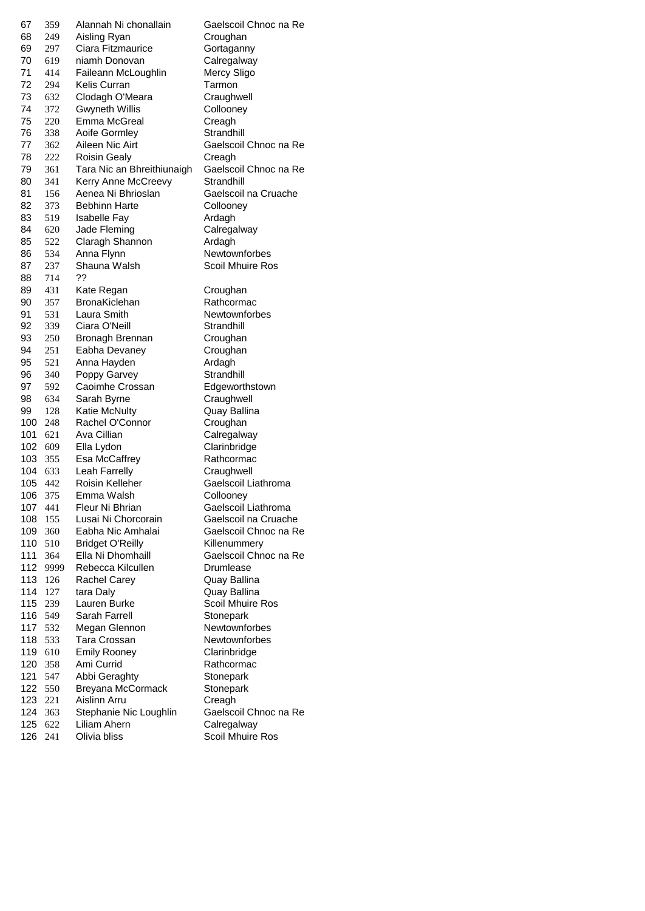| | | | |
|---|---|---|---|
| 67 | 359 | Alannah Ni chonallain | Gaelscoil Chnoc na Re |
| 68 | 249 | Aisling Ryan | Croughan |
| 69 | 297 | Ciara Fitzmaurice | Gortaganny |
| 70 | 619 | niamh Donovan | Calregalway |
| 71 | 414 | Faileann McLoughlin | Mercy Sligo |
| 72 | 294 | Kelis Curran | Tarmon |
| 73 | 632 | Clodagh O'Meara | Craughwell |
| 74 | 372 | Gwyneth Willis | Collooney |
| 75 | 220 | Emma McGreal | Creagh |
| 76 | 338 | Aoife Gormley | Strandhill |
| 77 | 362 | Aileen Nic Airt | Gaelscoil Chnoc na Re |
| 78 | 222 | Roisin Gealy | Creagh |
| 79 | 361 | Tara Nic an Bhreithiunaigh | Gaelscoil Chnoc na Re |
| 80 | 341 | Kerry Anne McCreevy | Strandhill |
| 81 | 156 | Aenea Ni Bhrioslan | Gaelscoil na Cruache |
| 82 | 373 | Bebhinn Harte | Collooney |
| 83 | 519 | Isabelle Fay | Ardagh |
| 84 | 620 | Jade Fleming | Calregalway |
| 85 | 522 | Claragh Shannon | Ardagh |
| 86 | 534 | Anna Flynn | Newtownforbes |
| 87 | 237 | Shauna Walsh | Scoil Mhuire Ros |
| 88 | 714 | ?? | |
| 89 | 431 | Kate Regan | Croughan |
| 90 | 357 | BronaKiclehan | Rathcormac |
| 91 | 531 | Laura Smith | Newtownforbes |
| 92 | 339 | Ciara O'Neill | Strandhill |
| 93 | 250 | Bronagh Brennan | Croughan |
| 94 | 251 | Eabha Devaney | Croughan |
| 95 | 521 | Anna Hayden | Ardagh |
| 96 | 340 | Poppy Garvey | Strandhill |
| 97 | 592 | Caoimhe Crossan | Edgeworthstown |
| 98 | 634 | Sarah Byrne | Craughwell |
| 99 | 128 | Katie McNulty | Quay Ballina |
| 100 | 248 | Rachel O'Connor | Croughan |
| 101 | 621 | Ava Cillian | Calregalway |
| 102 | 609 | Ella Lydon | Clarinbridge |
| 103 | 355 | Esa McCaffrey | Rathcormac |
| 104 | 633 | Leah Farrelly | Craughwell |
| 105 | 442 | Roisin Kelleher | Gaelscoil Liathroma |
| 106 | 375 | Emma Walsh | Collooney |
| 107 | 441 | Fleur Ni Bhrian | Gaelscoil Liathroma |
| 108 | 155 | Lusai Ni Chorcorain | Gaelscoil na Cruache |
| 109 | 360 | Eabha Nic Amhalai | Gaelscoil Chnoc na Re |
| 110 | 510 | Bridget O'Reilly | Killenummery |
| 111 | 364 | Ella Ni Dhomhaill | Gaelscoil Chnoc na Re |
| 112 | 9999 | Rebecca Kilcullen | Drumlease |
| 113 | 126 | Rachel Carey | Quay Ballina |
| 114 | 127 | tara Daly | Quay Ballina |
| 115 | 239 | Lauren Burke | Scoil Mhuire Ros |
| 116 | 549 | Sarah Farrell | Stonepark |
| 117 | 532 | Megan Glennon | Newtownforbes |
| 118 | 533 | Tara Crossan | Newtownforbes |
| 119 | 610 | Emily Rooney | Clarinbridge |
| 120 | 358 | Ami Currid | Rathcormac |
| 121 | 547 | Abbi Geraghty | Stonepark |
| 122 | 550 | Breyana McCormack | Stonepark |
| 123 | 221 | Aislinn Arru | Creagh |
| 124 | 363 | Stephanie Nic Loughlin | Gaelscoil Chnoc na Re |
| 125 | 622 | Liliam Ahern | Calregalway |
| 126 | 241 | Olivia bliss | Scoil Mhuire Ros |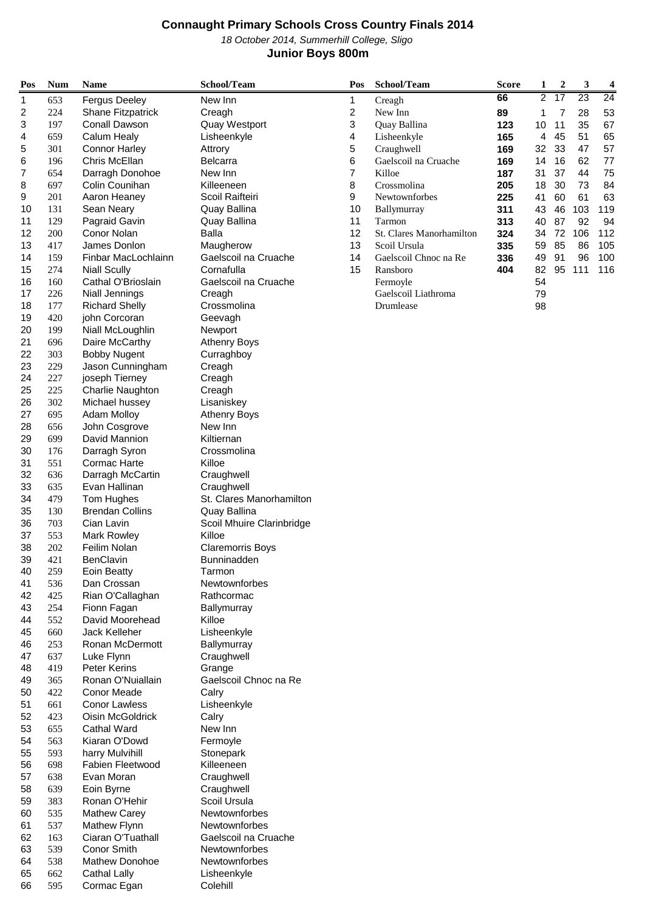# Connaught Primary Schools Cross Country Finals 2014

*18 October 2014, Summerhill College, Sligo*

## Junior Boys 800m

| Pos | Num | Name | School/Team |
|---|---|---|---|
| 1 | 653 | Fergus Deeley | New Inn |
| 2 | 224 | Shane Fitzpatrick | Creagh |
| 3 | 197 | Conall Dawson | Quay Westport |
| 4 | 659 | Calum Healy | Lisheenkyle |
| 5 | 301 | Connor Harley | Attrory |
| 6 | 196 | Chris McEllan | Belcarra |
| 7 | 654 | Darragh Donohoe | New Inn |
| 8 | 697 | Colin Counihan | Killeeneen |
| 9 | 201 | Aaron Heaney | Scoil Raifteiri |
| 10 | 131 | Sean Neary | Quay Ballina |
| 11 | 129 | Pagraid Gavin | Quay Ballina |
| 12 | 200 | Conor Nolan | Balla |
| 13 | 417 | James Donlon | Maugherow |
| 14 | 159 | Finbar MacLochlainn | Gaelscoil na Cruache |
| 15 | 274 | Niall Scully | Cornafulla |
| 16 | 160 | Cathal O'Brioslain | Gaelscoil na Cruache |
| 17 | 226 | Niall Jennings | Creagh |
| 18 | 177 | Richard Shelly | Crossmolina |
| 19 | 420 | john Corcoran | Geevagh |
| 20 | 199 | Niall McLoughlin | Newport |
| 21 | 696 | Daire McCarthy | Athenry Boys |
| 22 | 303 | Bobby Nugent | Curraghboy |
| 23 | 229 | Jason Cunningham | Creagh |
| 24 | 227 | joseph Tierney | Creagh |
| 25 | 225 | Charlie Naughton | Creagh |
| 26 | 302 | Michael hussey | Lisaniskey |
| 27 | 695 | Adam Molloy | Athenry Boys |
| 28 | 656 | John Cosgrove | New Inn |
| 29 | 699 | David Mannion | Kiltiernan |
| 30 | 176 | Darragh Syron | Crossmolina |
| 31 | 551 | Cormac Harte | Killoe |
| 32 | 636 | Darragh McCartin | Craughwell |
| 33 | 635 | Evan Hallinan | Craughwell |
| 34 | 479 | Tom Hughes | St. Clares Manorhamilton |
| 35 | 130 | Brendan Collins | Quay Ballina |
| 36 | 703 | Cian Lavin | Scoil Mhuire Clarinbridge |
| 37 | 553 | Mark Rowley | Killoe |
| 38 | 202 | Feilim Nolan | Claremorris Boys |
| 39 | 421 | BenClavin | Bunninadden |
| 40 | 259 | Eoin Beatty | Tarmon |
| 41 | 536 | Dan Crossan | Newtownforbes |
| 42 | 425 | Rian O'Callaghan | Rathcormac |
| 43 | 254 | Fionn Fagan | Ballymurray |
| 44 | 552 | David Moorehead | Killoe |
| 45 | 660 | Jack Kelleher | Lisheenkyle |
| 46 | 253 | Ronan McDermott | Ballymurray |
| 47 | 637 | Luke Flynn | Craughwell |
| 48 | 419 | Peter Kerins | Grange |
| 49 | 365 | Ronan O'Nuiallain | Gaelscoil Chnoc na Re |
| 50 | 422 | Conor Meade | Calry |
| 51 | 661 | Conor Lawless | Lisheenkyle |
| 52 | 423 | Oisin McGoldrick | Calry |
| 53 | 655 | Cathal Ward | New Inn |
| 54 | 563 | Kiaran O'Dowd | Fermoyle |
| 55 | 593 | harry Mulvihill | Stonepark |
| 56 | 698 | Fabien Fleetwood | Killeeneen |
| 57 | 638 | Evan Moran | Craughwell |
| 58 | 639 | Eoin Byrne | Craughwell |
| 59 | 383 | Ronan O'Hehir | Scoil Ursula |
| 60 | 535 | Mathew Carey | Newtownforbes |
| 61 | 537 | Mathew Flynn | Newtownforbes |
| 62 | 163 | Ciaran O'Tuathall | Gaelscoil na Cruache |
| 63 | 539 | Conor Smith | Newtownforbes |
| 64 | 538 | Mathew Donohoe | Newtownforbes |
| 65 | 662 | Cathal Lally | Lisheenkyle |
| 66 | 595 | Cormac Egan | Colehill |

| Pos | School/Team | Score | 1 | 2 | 3 | 4 |
|---|---|---|---|---|---|---|
| 1 | Creagh | **66** | 2 | 17 | 23 | 24 |
| 2 | New Inn | **89** | 1 | 7 | 28 | 53 |
| 3 | Quay Ballina | **123** | 10 | 11 | 35 | 67 |
| 4 | Lisheenkyle | **165** | 4 | 45 | 51 | 65 |
| 5 | Craughwell | **169** | 32 | 33 | 47 | 57 |
| 6 | Gaelscoil na Cruache | **169** | 14 | 16 | 62 | 77 |
| 7 | Killoe | **187** | 31 | 37 | 44 | 75 |
| 8 | Crossmolina | **205** | 18 | 30 | 73 | 84 |
| 9 | Newtownforbes | **225** | 41 | 60 | 61 | 63 |
| 10 | Ballymurray | **311** | 43 | 46 | 103 | 119 |
| 11 | Tarmon | **313** | 40 | 87 | 92 | 94 |
| 12 | St. Clares Manorhamilton | **324** | 34 | 72 | 106 | 112 |
| 13 | Scoil Ursula | **335** | 59 | 85 | 86 | 105 |
| 14 | Gaelscoil Chnoc na Re | **336** | 49 | 91 | 96 | 100 |
| 15 | Ransboro | **404** | 82 | 95 | 111 | 116 |
| | Fermoyle | | 54 | | | |
| | Gaelscoil Liathroma | | 79 | | | |
| | Drumlease | | 98 | | | |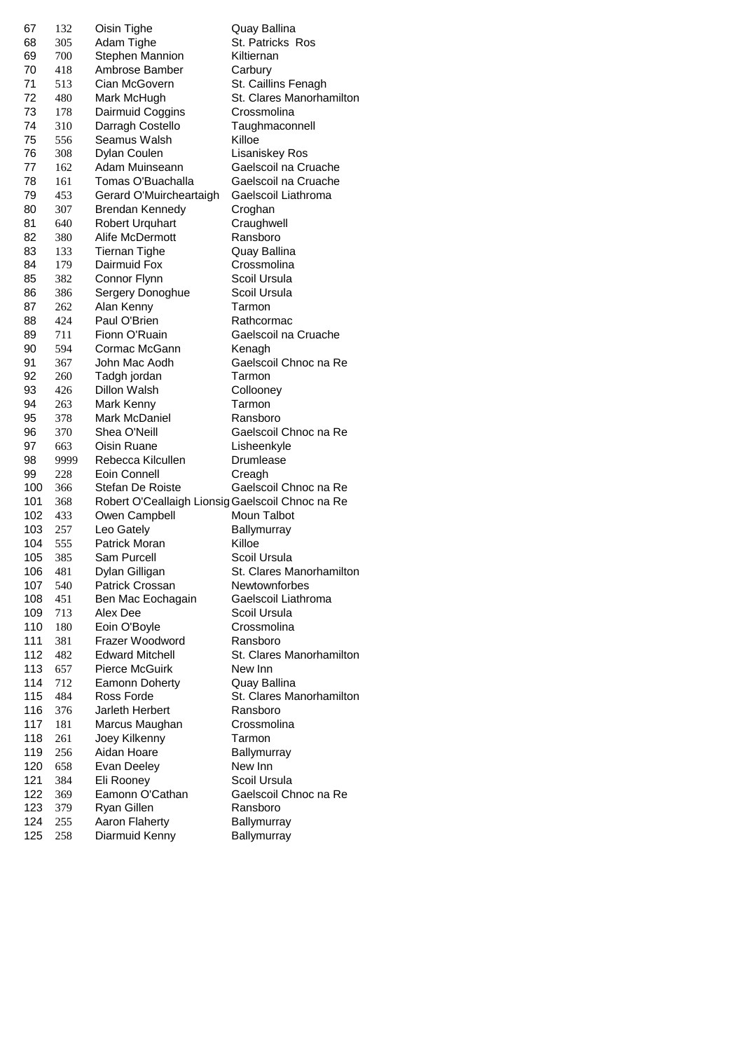| | | | |
|---|---|---|---|
| 67 | 132 | Oisin Tighe | Quay Ballina |
| 68 | 305 | Adam Tighe | St. Patricks Ros |
| 69 | 700 | Stephen Mannion | Kiltiernan |
| 70 | 418 | Ambrose Bamber | Carbury |
| 71 | 513 | Cian McGovern | St. Caillins Fenagh |
| 72 | 480 | Mark McHugh | St. Clares Manorhamilton |
| 73 | 178 | Dairmuid Coggins | Crossmolina |
| 74 | 310 | Darragh Costello | Taughmaconnell |
| 75 | 556 | Seamus Walsh | Killoe |
| 76 | 308 | Dylan Coulen | Lisaniskey Ros |
| 77 | 162 | Adam Muinseann | Gaelscoil na Cruache |
| 78 | 161 | Tomas O'Buachalla | Gaelscoil na Cruache |
| 79 | 453 | Gerard O'Muircheartaigh | Gaelscoil Liathroma |
| 80 | 307 | Brendan Kennedy | Croghan |
| 81 | 640 | Robert Urquhart | Craughwell |
| 82 | 380 | Alife McDermott | Ransboro |
| 83 | 133 | Tiernan Tighe | Quay Ballina |
| 84 | 179 | Dairmuid Fox | Crossmolina |
| 85 | 382 | Connor Flynn | Scoil Ursula |
| 86 | 386 | Sergery Donoghue | Scoil Ursula |
| 87 | 262 | Alan Kenny | Tarmon |
| 88 | 424 | Paul O'Brien | Rathcormac |
| 89 | 711 | Fionn O'Ruain | Gaelscoil na Cruache |
| 90 | 594 | Cormac McGann | Kenagh |
| 91 | 367 | John Mac Aodh | Gaelscoil Chnoc na Re |
| 92 | 260 | Tadgh jordan | Tarmon |
| 93 | 426 | Dillon Walsh | Collooney |
| 94 | 263 | Mark Kenny | Tarmon |
| 95 | 378 | Mark McDaniel | Ransboro |
| 96 | 370 | Shea O'Neill | Gaelscoil Chnoc na Re |
| 97 | 663 | Oisin Ruane | Lisheenkyle |
| 98 | 9999 | Rebecca Kilcullen | Drumlease |
| 99 | 228 | Eoin Connell | Creagh |
| 100 | 366 | Stefan De Roiste | Gaelscoil Chnoc na Re |
| 101 | 368 | Robert O'Ceallaigh Lionsig | Gaelscoil Chnoc na Re |
| 102 | 433 | Owen Campbell | Moun Talbot |
| 103 | 257 | Leo Gately | Ballymurray |
| 104 | 555 | Patrick Moran | Killoe |
| 105 | 385 | Sam Purcell | Scoil Ursula |
| 106 | 481 | Dylan Gilligan | St. Clares Manorhamilton |
| 107 | 540 | Patrick Crossan | Newtownforbes |
| 108 | 451 | Ben Mac Eochagain | Gaelscoil Liathroma |
| 109 | 713 | Alex Dee | Scoil Ursula |
| 110 | 180 | Eoin O'Boyle | Crossmolina |
| 111 | 381 | Frazer Woodword | Ransboro |
| 112 | 482 | Edward Mitchell | St. Clares Manorhamilton |
| 113 | 657 | Pierce McGuirk | New Inn |
| 114 | 712 | Eamonn Doherty | Quay Ballina |
| 115 | 484 | Ross Forde | St. Clares Manorhamilton |
| 116 | 376 | Jarleth Herbert | Ransboro |
| 117 | 181 | Marcus Maughan | Crossmolina |
| 118 | 261 | Joey Kilkenny | Tarmon |
| 119 | 256 | Aidan Hoare | Ballymurray |
| 120 | 658 | Evan Deeley | New Inn |
| 121 | 384 | Eli Rooney | Scoil Ursula |
| 122 | 369 | Eamonn O'Cathan | Gaelscoil Chnoc na Re |
| 123 | 379 | Ryan Gillen | Ransboro |
| 124 | 255 | Aaron Flaherty | Ballymurray |
| 125 | 258 | Diarmuid Kenny | Ballymurray |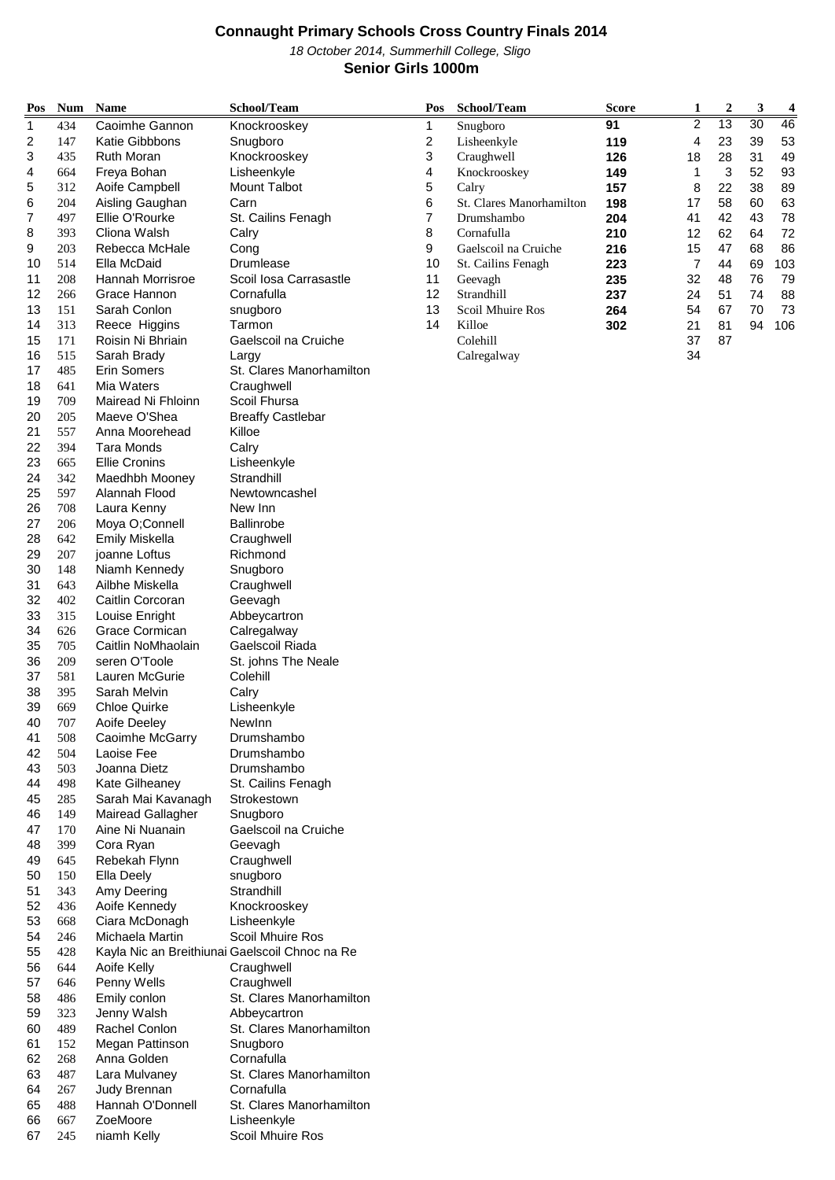# Connaught Primary Schools Cross Country Finals 2014

*18 October 2014, Summerhill College, Sligo*

## Senior Girls 1000m

| Pos | Num | Name | School/Team |
|---|---|---|---|
| 1 | 434 | Caoimhe Gannon | Knockrooskey |
| 2 | 147 | Katie Gibbbons | Snugboro |
| 3 | 435 | Ruth Moran | Knockrooskey |
| 4 | 664 | Freya Bohan | Lisheenkyle |
| 5 | 312 | Aoife Campbell | Mount Talbot |
| 6 | 204 | Aisling Gaughan | Carn |
| 7 | 497 | Ellie O'Rourke | St. Cailins Fenagh |
| 8 | 393 | Cliona Walsh | Calry |
| 9 | 203 | Rebecca McHale | Cong |
| 10 | 514 | Ella McDaid | Drumlease |
| 11 | 208 | Hannah Morrisroe | Scoil Iosa Carrasastle |
| 12 | 266 | Grace Hannon | Cornafulla |
| 13 | 151 | Sarah Conlon | snugboro |
| 14 | 313 | Reece Higgins | Tarmon |
| 15 | 171 | Roisin Ni Bhriain | Gaelscoil na Cruiche |
| 16 | 515 | Sarah Brady | Largy |
| 17 | 485 | Erin Somers | St. Clares Manorhamilton |
| 18 | 641 | Mia Waters | Craughwell |
| 19 | 709 | Mairead Ni Fhloinn | Scoil Fhursa |
| 20 | 205 | Maeve O'Shea | Breaffy Castlebar |
| 21 | 557 | Anna Moorehead | Killoe |
| 22 | 394 | Tara Monds | Calry |
| 23 | 665 | Ellie Cronins | Lisheenkyle |
| 24 | 342 | Maedhbh Mooney | Strandhill |
| 25 | 597 | Alannah Flood | Newtowncashel |
| 26 | 708 | Laura Kenny | New Inn |
| 27 | 206 | Moya O;Connell | Ballinrobe |
| 28 | 642 | Emily Miskella | Craughwell |
| 29 | 207 | joanne Loftus | Richmond |
| 30 | 148 | Niamh Kennedy | Snugboro |
| 31 | 643 | Ailbhe Miskella | Craughwell |
| 32 | 402 | Caitlin Corcoran | Geevagh |
| 33 | 315 | Louise Enright | Abbeycartron |
| 34 | 626 | Grace Cormican | Calregalway |
| 35 | 705 | Caitlin NoMhaolain | Gaelscoil Riada |
| 36 | 209 | seren O'Toole | St. johns The Neale |
| 37 | 581 | Lauren McGurie | Colehill |
| 38 | 395 | Sarah Melvin | Calry |
| 39 | 669 | Chloe Quirke | Lisheenkyle |
| 40 | 707 | Aoife Deeley | NewInn |
| 41 | 508 | Caoimhe McGarry | Drumshambo |
| 42 | 504 | Laoise Fee | Drumshambo |
| 43 | 503 | Joanna Dietz | Drumshambo |
| 44 | 498 | Kate Gilheaney | St. Cailins Fenagh |
| 45 | 285 | Sarah Mai Kavanagh | Strokestown |
| 46 | 149 | Mairead Gallagher | Snugboro |
| 47 | 170 | Aine Ni Nuanain | Gaelscoil na Cruiche |
| 48 | 399 | Cora Ryan | Geevagh |
| 49 | 645 | Rebekah Flynn | Craughwell |
| 50 | 150 | Ella Deely | snugboro |
| 51 | 343 | Amy Deering | Strandhill |
| 52 | 436 | Aoife Kennedy | Knockrooskey |
| 53 | 668 | Ciara McDonagh | Lisheenkyle |
| 54 | 246 | Michaela Martin | Scoil Mhuire Ros |
| 55 | 428 | Kayla Nic an Breithiunai | Gaelscoil Chnoc na Re |
| 56 | 644 | Aoife Kelly | Craughwell |
| 57 | 646 | Penny Wells | Craughwell |
| 58 | 486 | Emily conlon | St. Clares Manorhamilton |
| 59 | 323 | Jenny Walsh | Abbeycartron |
| 60 | 489 | Rachel Conlon | St. Clares Manorhamilton |
| 61 | 152 | Megan Pattinson | Snugboro |
| 62 | 268 | Anna Golden | Cornafulla |
| 63 | 487 | Lara Mulvaney | St. Clares Manorhamilton |
| 64 | 267 | Judy Brennan | Cornafulla |
| 65 | 488 | Hannah O'Donnell | St. Clares Manorhamilton |
| 66 | 667 | ZoeMoore | Lisheenkyle |
| 67 | 245 | niamh Kelly | Scoil Mhuire Ros |

| Pos | School/Team | Score | 1 | 2 | 3 | 4 |
|---|---|---|---|---|---|---|
| 1 | Snugboro | **91** | 2 | 13 | 30 | 46 |
| 2 | Lisheenkyle | **119** | 4 | 23 | 39 | 53 |
| 3 | Craughwell | **126** | 18 | 28 | 31 | 49 |
| 4 | Knockrooskey | **149** | 1 | 3 | 52 | 93 |
| 5 | Calry | **157** | 8 | 22 | 38 | 89 |
| 6 | St. Clares Manorhamilton | **198** | 17 | 58 | 60 | 63 |
| 7 | Drumshambo | **204** | 41 | 42 | 43 | 78 |
| 8 | Cornafulla | **210** | 12 | 62 | 64 | 72 |
| 9 | Gaelscoil na Cruiche | **216** | 15 | 47 | 68 | 86 |
| 10 | St. Cailins Fenagh | **223** | 7 | 44 | 69 | 103 |
| 11 | Geevagh | **235** | 32 | 48 | 76 | 79 |
| 12 | Strandhill | **237** | 24 | 51 | 74 | 88 |
| 13 | Scoil Mhuire Ros | **264** | 54 | 67 | 70 | 73 |
| 14 | Killoe | **302** | 21 | 81 | 94 | 106 |
| | Colehill | | 37 | 87 | | |
| | Calregalway | | 34 | | | |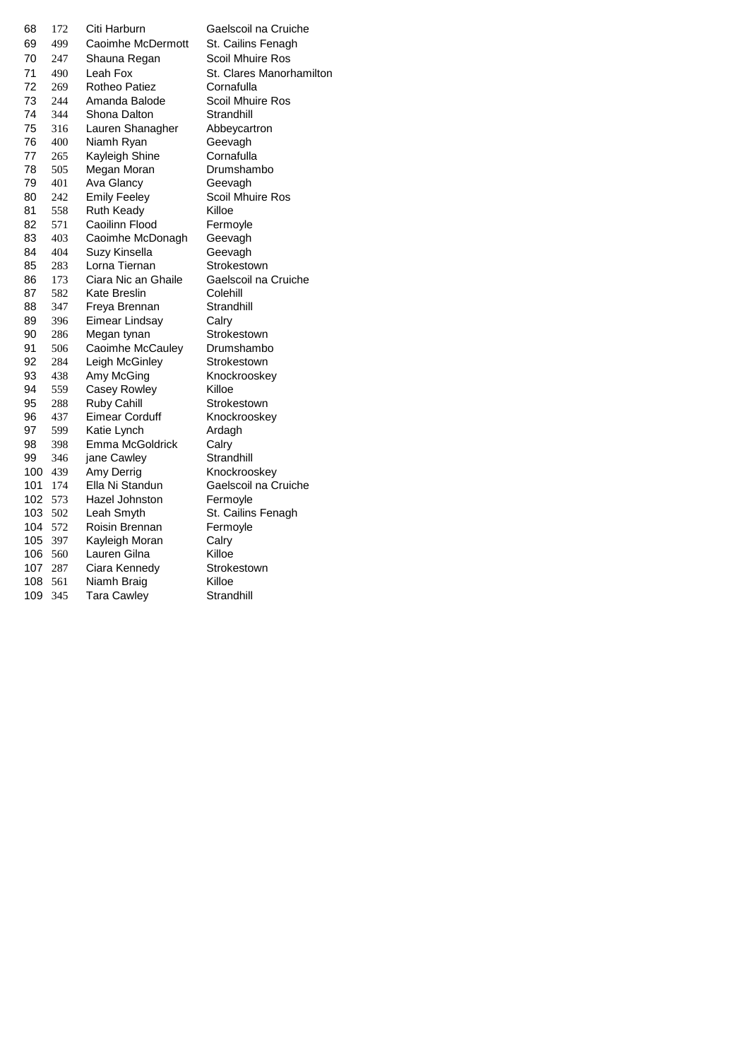| | | | |
|---|---|---|---|
| 68 | 172 | Citi Harburn | Gaelscoil na Cruiche |
| 69 | 499 | Caoimhe McDermott | St. Cailins Fenagh |
| 70 | 247 | Shauna Regan | Scoil Mhuire Ros |
| 71 | 490 | Leah Fox | St. Clares Manorhamilton |
| 72 | 269 | Rotheo Patiez | Cornafulla |
| 73 | 244 | Amanda Balode | Scoil Mhuire Ros |
| 74 | 344 | Shona Dalton | Strandhill |
| 75 | 316 | Lauren Shanagher | Abbeycartron |
| 76 | 400 | Niamh Ryan | Geevagh |
| 77 | 265 | Kayleigh Shine | Cornafulla |
| 78 | 505 | Megan Moran | Drumshambo |
| 79 | 401 | Ava Glancy | Geevagh |
| 80 | 242 | Emily Feeley | Scoil Mhuire Ros |
| 81 | 558 | Ruth Keady | Killoe |
| 82 | 571 | Caoilinn Flood | Fermoyle |
| 83 | 403 | Caoimhe McDonagh | Geevagh |
| 84 | 404 | Suzy Kinsella | Geevagh |
| 85 | 283 | Lorna Tiernan | Strokestown |
| 86 | 173 | Ciara Nic an Ghaile | Gaelscoil na Cruiche |
| 87 | 582 | Kate Breslin | Colehill |
| 88 | 347 | Freya Brennan | Strandhill |
| 89 | 396 | Eimear Lindsay | Calry |
| 90 | 286 | Megan tynan | Strokestown |
| 91 | 506 | Caoimhe McCauley | Drumshambo |
| 92 | 284 | Leigh McGinley | Strokestown |
| 93 | 438 | Amy McGing | Knockrooskey |
| 94 | 559 | Casey Rowley | Killoe |
| 95 | 288 | Ruby Cahill | Strokestown |
| 96 | 437 | Eimear Corduff | Knockrooskey |
| 97 | 599 | Katie Lynch | Ardagh |
| 98 | 398 | Emma McGoldrick | Calry |
| 99 | 346 | jane Cawley | Strandhill |
| 100 | 439 | Amy Derrig | Knockrooskey |
| 101 | 174 | Ella Ni Standun | Gaelscoil na Cruiche |
| 102 | 573 | Hazel Johnston | Fermoyle |
| 103 | 502 | Leah Smyth | St. Cailins Fenagh |
| 104 | 572 | Roisin Brennan | Fermoyle |
| 105 | 397 | Kayleigh Moran | Calry |
| 106 | 560 | Lauren Gilna | Killoe |
| 107 | 287 | Ciara Kennedy | Strokestown |
| 108 | 561 | Niamh Braig | Killoe |
| 109 | 345 | Tara Cawley | Strandhill |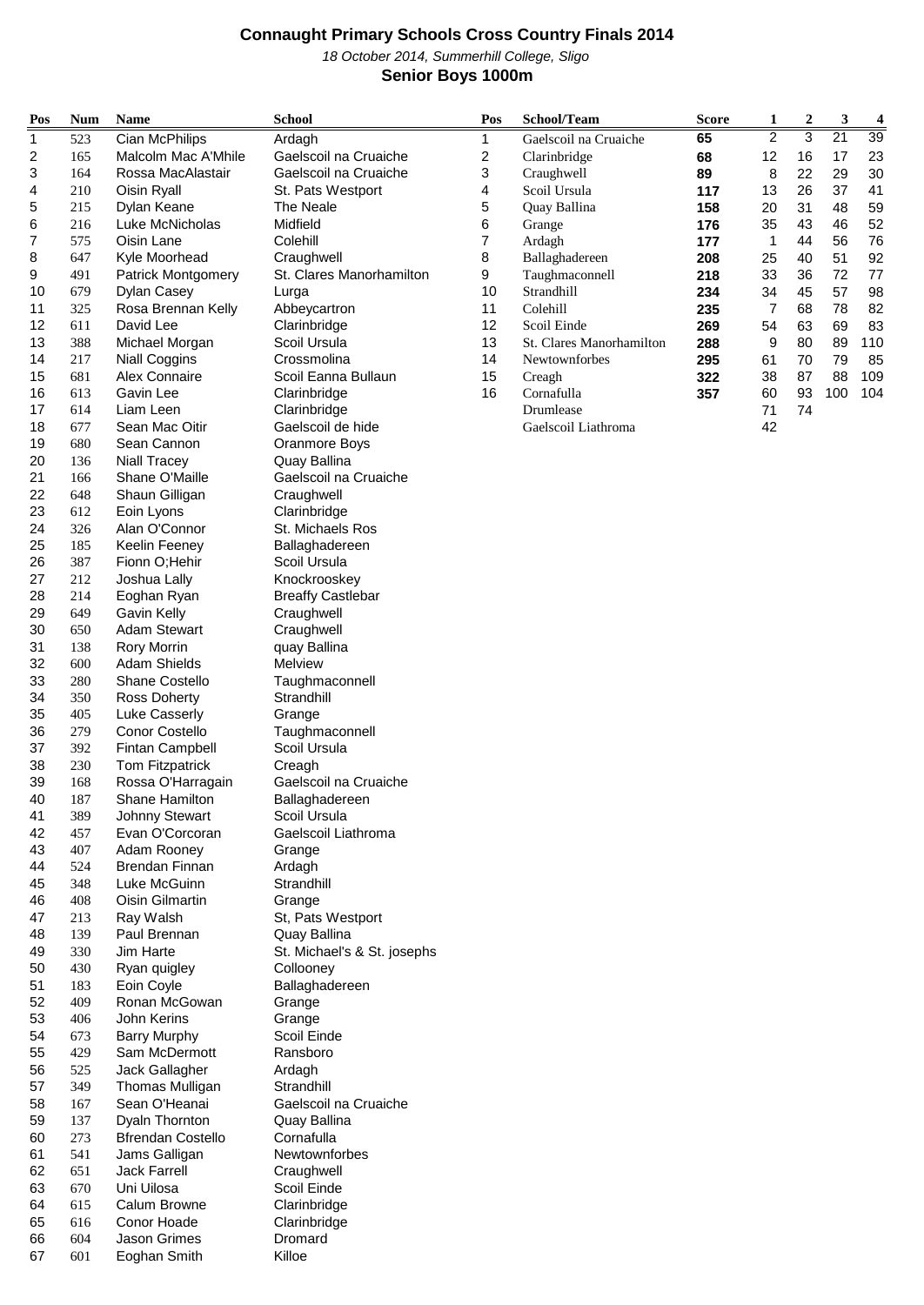# Connaught Primary Schools Cross Country Finals 2014

*18 October 2014, Summerhill College, Sligo*

## Senior Boys 1000m

| Pos | Num | Name | School |
|---|---|---|---|
| 1 | 523 | Cian McPhilips | Ardagh |
| 2 | 165 | Malcolm Mac A'Mhile | Gaelscoil na Cruaiche |
| 3 | 164 | Rossa MacAlastair | Gaelscoil na Cruaiche |
| 4 | 210 | Oisin Ryall | St. Pats Westport |
| 5 | 215 | Dylan Keane | The Neale |
| 6 | 216 | Luke McNicholas | Midfield |
| 7 | 575 | Oisin Lane | Colehill |
| 8 | 647 | Kyle Moorhead | Craughwell |
| 9 | 491 | Patrick Montgomery | St. Clares Manorhamilton |
| 10 | 679 | Dylan Casey | Lurga |
| 11 | 325 | Rosa Brennan Kelly | Abbeycartron |
| 12 | 611 | David Lee | Clarinbridge |
| 13 | 388 | Michael Morgan | Scoil Ursula |
| 14 | 217 | Niall Coggins | Crossmolina |
| 15 | 681 | Alex Connaire | Scoil Eanna Bullaun |
| 16 | 613 | Gavin Lee | Clarinbridge |
| 17 | 614 | Liam Leen | Clarinbridge |
| 18 | 677 | Sean Mac Oitir | Gaelscoil de hide |
| 19 | 680 | Sean Cannon | Oranmore Boys |
| 20 | 136 | Niall Tracey | Quay Ballina |
| 21 | 166 | Shane O'Maille | Gaelscoil na Cruaiche |
| 22 | 648 | Shaun Gilligan | Craughwell |
| 23 | 612 | Eoin Lyons | Clarinbridge |
| 24 | 326 | Alan O'Connor | St. Michaels Ros |
| 25 | 185 | Keelin Feeney | Ballaghadereen |
| 26 | 387 | Fionn O;Hehir | Scoil Ursula |
| 27 | 212 | Joshua Lally | Knockrooskey |
| 28 | 214 | Eoghan Ryan | Breaffy Castlebar |
| 29 | 649 | Gavin Kelly | Craughwell |
| 30 | 650 | Adam Stewart | Craughwell |
| 31 | 138 | Rory Morrin | quay Ballina |
| 32 | 600 | Adam Shields | Melview |
| 33 | 280 | Shane Costello | Taughmaconnell |
| 34 | 350 | Ross Doherty | Strandhill |
| 35 | 405 | Luke Casserly | Grange |
| 36 | 279 | Conor Costello | Taughmaconnell |
| 37 | 392 | Fintan Campbell | Scoil Ursula |
| 38 | 230 | Tom Fitzpatrick | Creagh |
| 39 | 168 | Rossa O'Harragain | Gaelscoil na Cruaiche |
| 40 | 187 | Shane Hamilton | Ballaghadereen |
| 41 | 389 | Johnny Stewart | Scoil Ursula |
| 42 | 457 | Evan O'Corcoran | Gaelscoil Liathroma |
| 43 | 407 | Adam Rooney | Grange |
| 44 | 524 | Brendan Finnan | Ardagh |
| 45 | 348 | Luke McGuinn | Strandhill |
| 46 | 408 | Oisin Gilmartin | Grange |
| 47 | 213 | Ray Walsh | St, Pats Westport |
| 48 | 139 | Paul Brennan | Quay Ballina |
| 49 | 330 | Jim Harte | St. Michael's & St. josephs |
| 50 | 430 | Ryan quigley | Collooney |
| 51 | 183 | Eoin Coyle | Ballaghadereen |
| 52 | 409 | Ronan McGowan | Grange |
| 53 | 406 | John Kerins | Grange |
| 54 | 673 | Barry Murphy | Scoil Einde |
| 55 | 429 | Sam McDermott | Ransboro |
| 56 | 525 | Jack Gallagher | Ardagh |
| 57 | 349 | Thomas Mulligan | Strandhill |
| 58 | 167 | Sean O'Heanai | Gaelscoil na Cruaiche |
| 59 | 137 | Dyaln Thornton | Quay Ballina |
| 60 | 273 | Bfrendan Costello | Cornafulla |
| 61 | 541 | Jams Galligan | Newtownforbes |
| 62 | 651 | Jack Farrell | Craughwell |
| 63 | 670 | Uni Uilosa | Scoil Einde |
| 64 | 615 | Calum Browne | Clarinbridge |
| 65 | 616 | Conor Hoade | Clarinbridge |
| 66 | 604 | Jason Grimes | Dromard |
| 67 | 601 | Eoghan Smith | Killoe |

| Pos | School/Team | Score | 1 | 2 | 3 | 4 |
|---|---|---|---|---|---|---|
| 1 | Gaelscoil na Cruaiche | **65** | 2 | 3 | 21 | 39 |
| 2 | Clarinbridge | **68** | 12 | 16 | 17 | 23 |
| 3 | Craughwell | **89** | 8 | 22 | 29 | 30 |
| 4 | Scoil Ursula | **117** | 13 | 26 | 37 | 41 |
| 5 | Quay Ballina | **158** | 20 | 31 | 48 | 59 |
| 6 | Grange | **176** | 35 | 43 | 46 | 52 |
| 7 | Ardagh | **177** | 1 | 44 | 56 | 76 |
| 8 | Ballaghadereen | **208** | 25 | 40 | 51 | 92 |
| 9 | Taughmaconnell | **218** | 33 | 36 | 72 | 77 |
| 10 | Strandhill | **234** | 34 | 45 | 57 | 98 |
| 11 | Colehill | **235** | 7 | 68 | 78 | 82 |
| 12 | Scoil Einde | **269** | 54 | 63 | 69 | 83 |
| 13 | St. Clares Manorhamilton | **288** | 9 | 80 | 89 | 110 |
| 14 | Newtownforbes | **295** | 61 | 70 | 79 | 85 |
| 15 | Creagh | **322** | 38 | 87 | 88 | 109 |
| 16 | Cornafulla | **357** | 60 | 93 | 100 | 104 |
| | Drumlease | | 71 | 74 | | |
| | Gaelscoil Liathroma | | 42 | | | |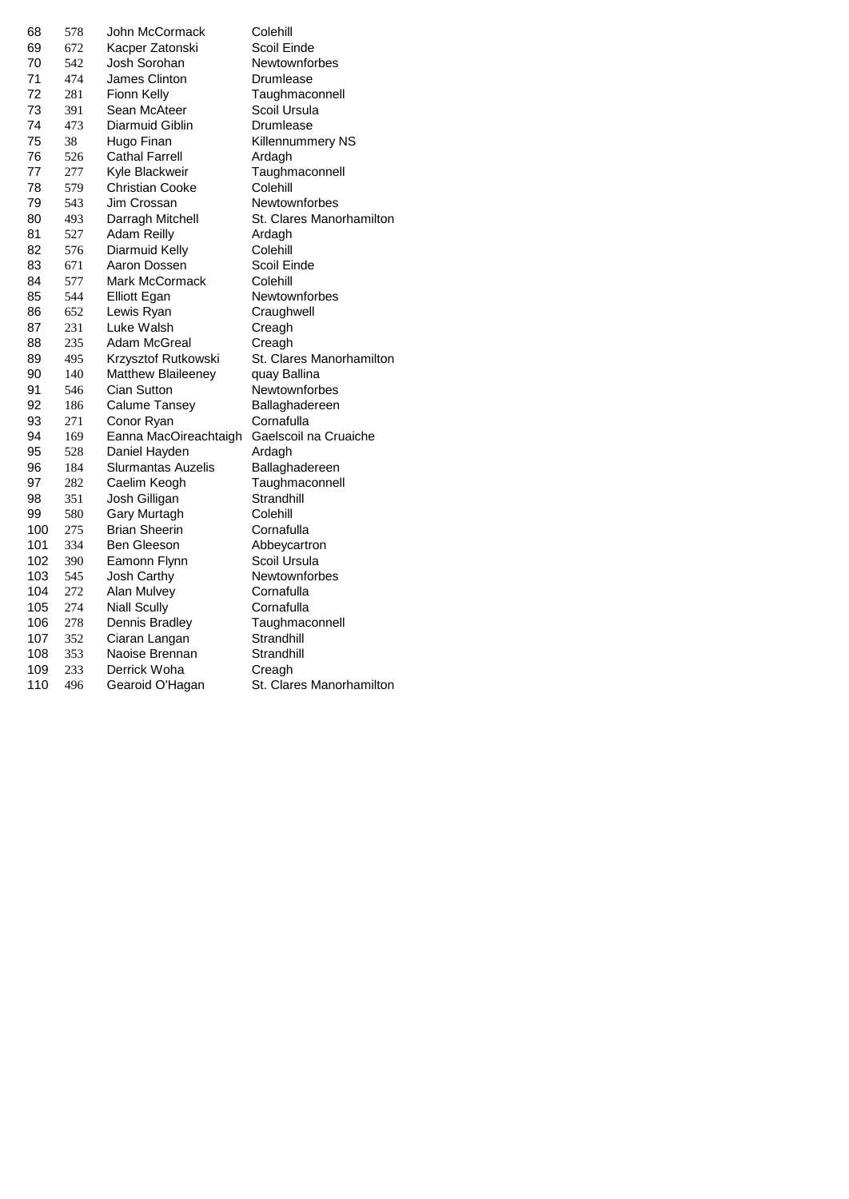| | | | |
|---|---|---|---|
| 68 | 578 | John McCormack | Colehill |
| 69 | 672 | Kacper Zatonski | Scoil Einde |
| 70 | 542 | Josh Sorohan | Newtownforbes |
| 71 | 474 | James Clinton | Drumlease |
| 72 | 281 | Fionn Kelly | Taughmaconnell |
| 73 | 391 | Sean McAteer | Scoil Ursula |
| 74 | 473 | Diarmuid Giblin | Drumlease |
| 75 | 38 | Hugo Finan | Killennummery NS |
| 76 | 526 | Cathal Farrell | Ardagh |
| 77 | 277 | Kyle Blackweir | Taughmaconnell |
| 78 | 579 | Christian Cooke | Colehill |
| 79 | 543 | Jim Crossan | Newtownforbes |
| 80 | 493 | Darragh Mitchell | St. Clares Manorhamilton |
| 81 | 527 | Adam Reilly | Ardagh |
| 82 | 576 | Diarmuid Kelly | Colehill |
| 83 | 671 | Aaron Dossen | Scoil Einde |
| 84 | 577 | Mark McCormack | Colehill |
| 85 | 544 | Elliott Egan | Newtownforbes |
| 86 | 652 | Lewis Ryan | Craughwell |
| 87 | 231 | Luke Walsh | Creagh |
| 88 | 235 | Adam McGreal | Creagh |
| 89 | 495 | Krzysztof Rutkowski | St. Clares Manorhamilton |
| 90 | 140 | Matthew Blaileeney | quay Ballina |
| 91 | 546 | Cian Sutton | Newtownforbes |
| 92 | 186 | Calume Tansey | Ballaghadereen |
| 93 | 271 | Conor Ryan | Cornafulla |
| 94 | 169 | Eanna MacOireachtaigh | Gaelscoil na Cruaiche |
| 95 | 528 | Daniel Hayden | Ardagh |
| 96 | 184 | Slurmantas Auzelis | Ballaghadereen |
| 97 | 282 | Caelim Keogh | Taughmaconnell |
| 98 | 351 | Josh Gilligan | Strandhill |
| 99 | 580 | Gary Murtagh | Colehill |
| 100 | 275 | Brian Sheerin | Cornafulla |
| 101 | 334 | Ben Gleeson | Abbeycartron |
| 102 | 390 | Eamonn Flynn | Scoil Ursula |
| 103 | 545 | Josh Carthy | Newtownforbes |
| 104 | 272 | Alan Mulvey | Cornafulla |
| 105 | 274 | Niall Scully | Cornafulla |
| 106 | 278 | Dennis Bradley | Taughmaconnell |
| 107 | 352 | Ciaran Langan | Strandhill |
| 108 | 353 | Naoise Brennan | Strandhill |
| 109 | 233 | Derrick Woha | Creagh |
| 110 | 496 | Gearoid O'Hagan | St. Clares Manorhamilton |